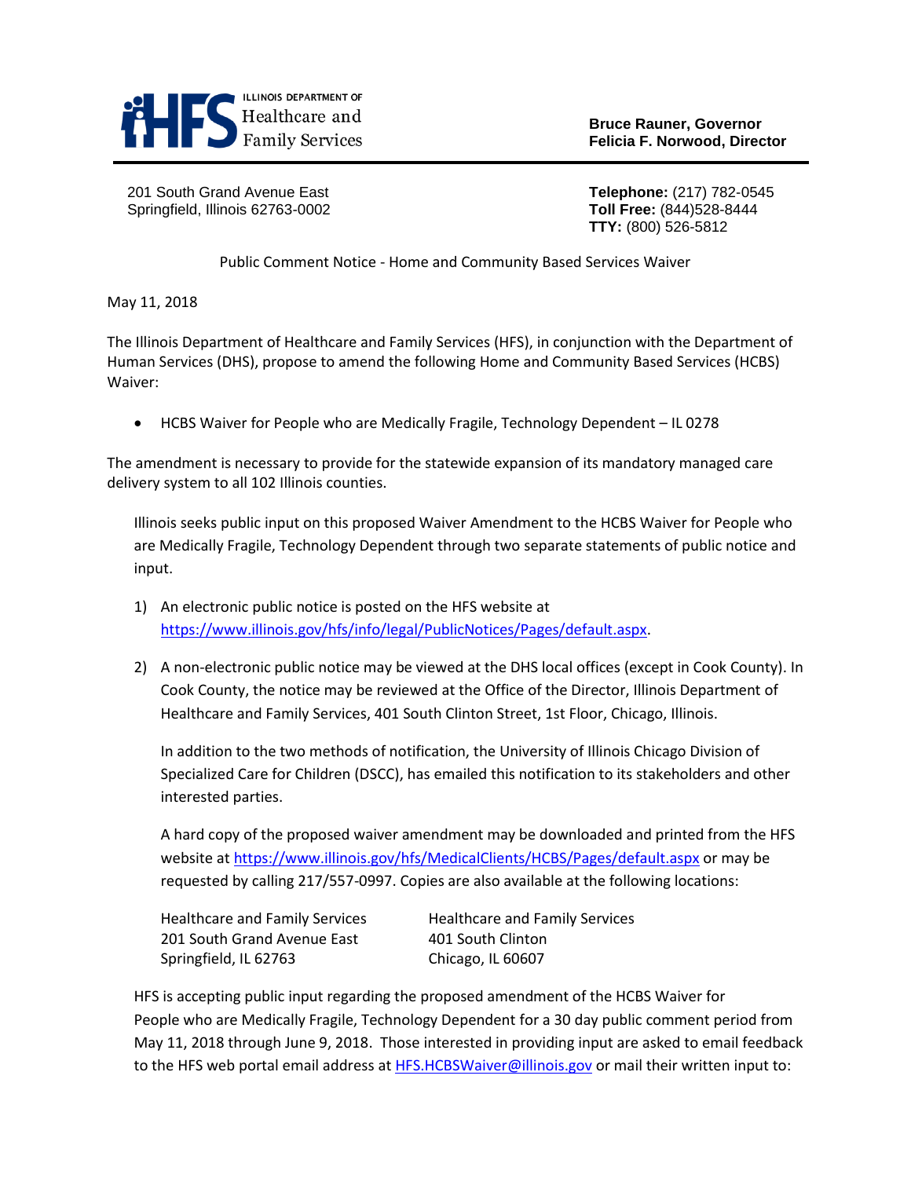ILLINOIS DEPARTMENT OF
Healthcare and
Family Services

**Bruce Rauner, Governor**
**Felicia F. Norwood, Director**

201 South Grand Avenue East
Springfield, Illinois 62763-0002

**Telephone:** (217) 782-0545
**Toll Free:** (844)528-8444
**TTY:** (800) 526-5812

Public Comment Notice - Home and Community Based Services Waiver

May 11, 2018

The Illinois Department of Healthcare and Family Services (HFS), in conjunction with the Department of Human Services (DHS), propose to amend the following Home and Community Based Services (HCBS) Waiver:

- HCBS Waiver for People who are Medically Fragile, Technology Dependent – IL 0278

The amendment is necessary to provide for the statewide expansion of its mandatory managed care delivery system to all 102 Illinois counties.

Illinois seeks public input on this proposed Waiver Amendment to the HCBS Waiver for People who are Medically Fragile, Technology Dependent through two separate statements of public notice and input.

1) An electronic public notice is posted on the HFS website at https://www.illinois.gov/hfs/info/legal/PublicNotices/Pages/default.aspx.

2) A non-electronic public notice may be viewed at the DHS local offices (except in Cook County). In Cook County, the notice may be reviewed at the Office of the Director, Illinois Department of Healthcare and Family Services, 401 South Clinton Street, 1st Floor, Chicago, Illinois.

   In addition to the two methods of notification, the University of Illinois Chicago Division of Specialized Care for Children (DSCC), has emailed this notification to its stakeholders and other interested parties.

   A hard copy of the proposed waiver amendment may be downloaded and printed from the HFS website at https://www.illinois.gov/hfs/MedicalClients/HCBS/Pages/default.aspx or may be requested by calling 217/557-0997. Copies are also available at the following locations:

   Healthcare and Family Services
   201 South Grand Avenue East
   Springfield, IL 62763

   Healthcare and Family Services
   401 South Clinton
   Chicago, IL 60607

HFS is accepting public input regarding the proposed amendment of the HCBS Waiver for People who are Medically Fragile, Technology Dependent for a 30 day public comment period from May 11, 2018 through June 9, 2018. Those interested in providing input are asked to email feedback to the HFS web portal email address at HFS.HCBSWaiver@illinois.gov or mail their written input to: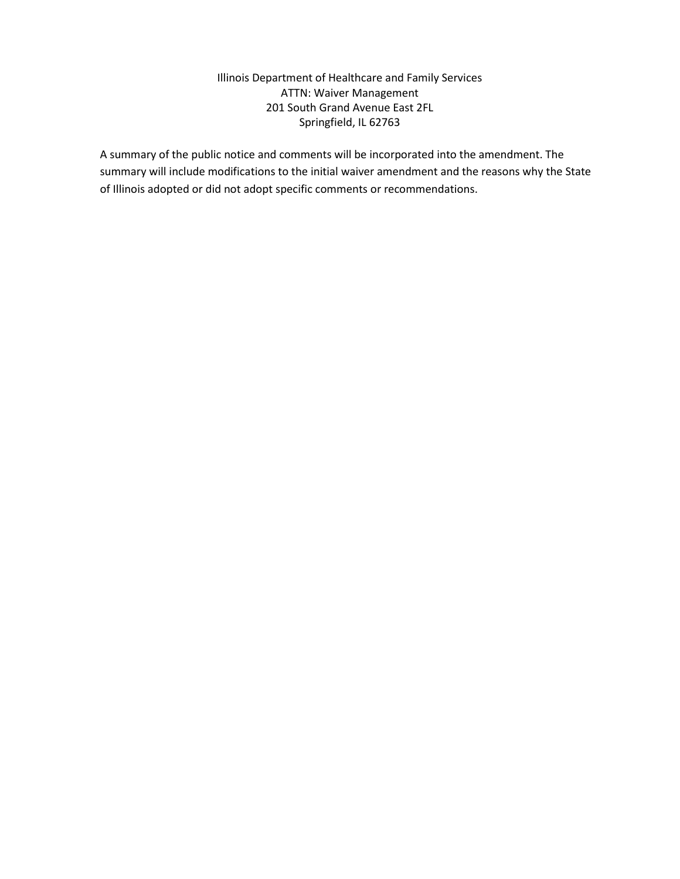Illinois Department of Healthcare and Family Services
ATTN: Waiver Management
201 South Grand Avenue East 2FL
Springfield, IL 62763

A summary of the public notice and comments will be incorporated into the amendment. The summary will include modifications to the initial waiver amendment and the reasons why the State of Illinois adopted or did not adopt specific comments or recommendations.